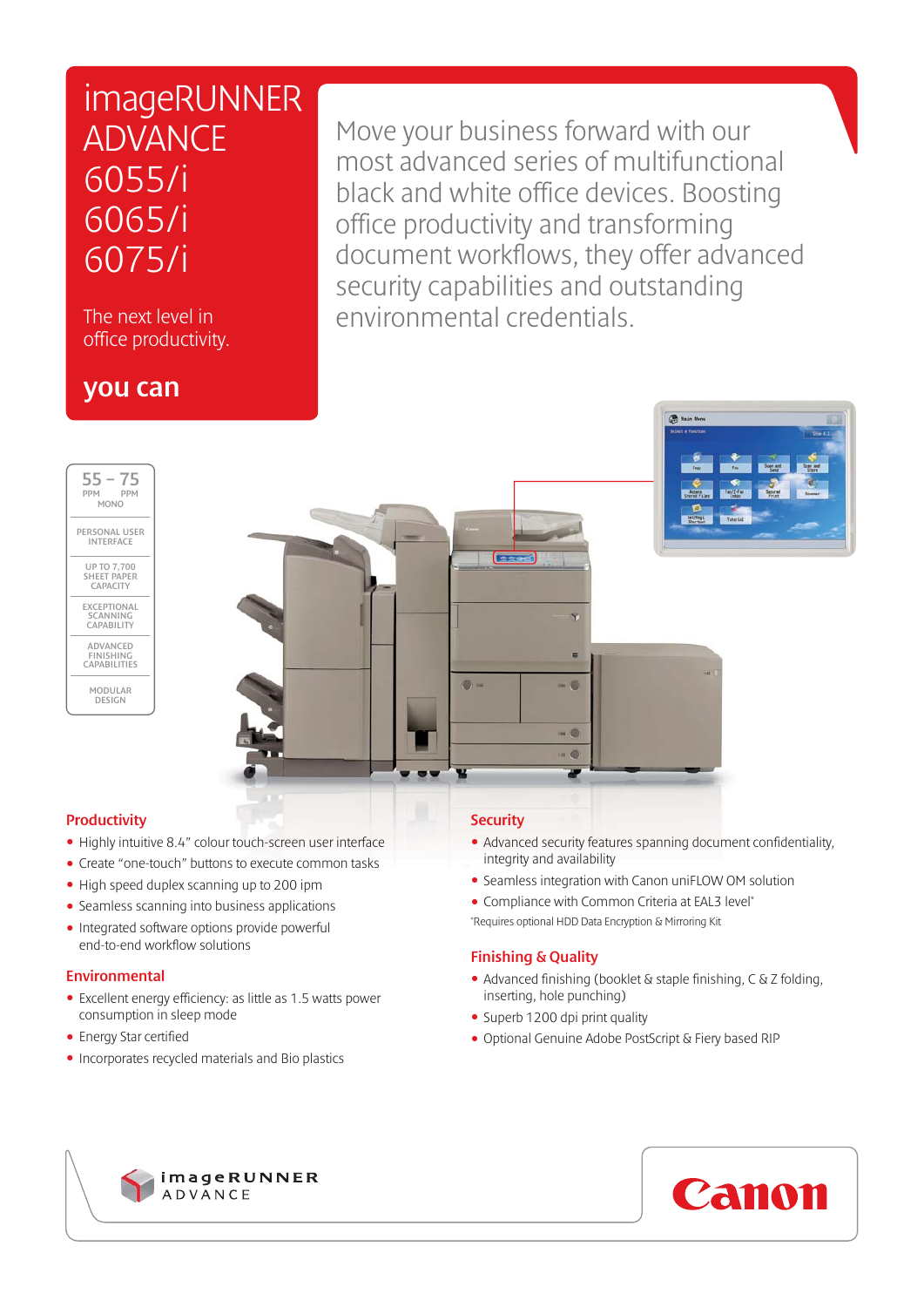# imageRUNNER ADVANCE 6055/i 6065/i 6075/i

The next level in office productivity.

**you can**

Move your business forward with our most advanced series of multifunctional black and white office devices. Boosting office productivity and transforming document workflows, they offer advanced security capabilities and outstanding environmental credentials.

55 – 75 PPM PPM MONO

PERSONAL USER INTERFACE

UP TO 7,700 SHEET PAPER CAPACITY

EXCEPTIONAL SCANNING CAPABILITY

ADVANCED FINISHING CAPABILITIES

MODULAR DESIGN

## Productivity

- Highly intuitive 8.4" colour touch-screen user interface
- Create "one-touch" buttons to execute common tasks
- High speed duplex scanning up to 200 ipm
- Seamless scanning into business applications
- Integrated software options provide powerful end-to-end workflow solutions

## Environmental

- Excellent energy efficiency: as little as 1.5 watts power consumption in sleep mode
- Energy Star certified
- Incorporates recycled materials and Bio plastics

## Security

- Advanced security features spanning document confidentiality, integrity and availability
- Seamless integration with Canon uniFLOW OM solution
- Compliance with Common Criteria at EAL3 level*

*Requires optional HDD Data Encryption & Mirroring Kit

## Finishing & Quality

- Advanced finishing (booklet & staple finishing, C & Z folding, inserting, hole punching)
- Superb 1200 dpi print quality
- Optional Genuine Adobe PostScript & Fiery based RIP

imageRUNNER ADVANCE

Canon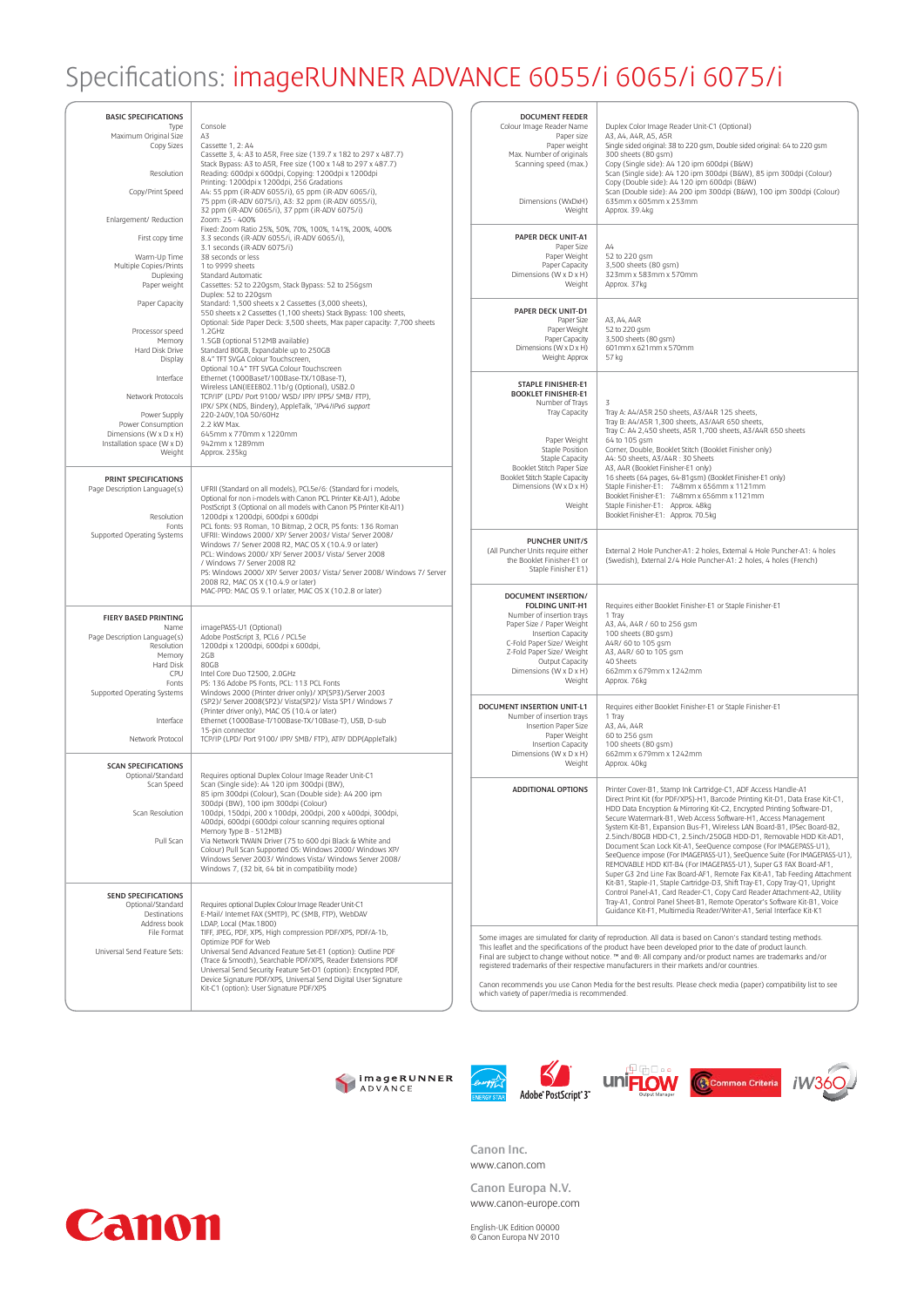# Specifications: imageRUNNER ADVANCE 6055/i 6065/i 6075/i

## BASIC SPECIFICATIONS

| | |
|---|---|
| Type | Console |
| Maximum Original Size | A3 |
| Copy Sizes | Cassette 1, 2: A4<br>Cassette 3, 4: A3 to A5R, Free size (139.7 x 182 to 297 x 487.7)<br>Stack Bypass: A3 to A5R, Free size (100 x 148 to 297 x 487.7) |
| Resolution | Reading: 600dpi x 600dpi, Copying: 1200dpi x 1200dpi<br>Printing: 1200dpi x 1200dpi, 256 Gradations |
| Copy/Print Speed | A4: 55 ppm (iR-ADV 6055/i), 65 ppm (iR-ADV 6065/i),<br>75 ppm (iR-ADV 6075/i), A3: 32 ppm (iR-ADV 6055/i),<br>32 ppm (iR-ADV 6065/i), 37 ppm (iR-ADV 6075/i) |
| Enlargement/ Reduction | Zoom: 25 - 400%<br>Fixed: Zoom Ratio 25%, 50%, 70%, 100%, 141%, 200%, 400% |
| First copy time | 3.3 seconds (iR-ADV 6055/i, iR-ADV 6065/i),<br>3.1 seconds (iR-ADV 6075/i) |
| Warm-Up Time | 38 seconds or less |
| Multiple Copies/Prints | 1 to 9999 sheets |
| Duplexing | Standard Automatic |
| Paper weight | Cassettes: 52 to 220gsm, Stack Bypass: 52 to 256gsm<br>Duplex: 52 to 220gsm |
| Paper Capacity | Standard: 1,500 sheets x 2 Cassettes (3,000 sheets),<br>550 sheets x 2 Cassettes (1,100 sheets) Stack Bypass: 100 sheets,<br>Optional: Side Paper Deck: 3,500 sheets, Max paper capacity: 7,700 sheets |
| Processor speed | 1.2GHz |
| Memory | 1.5GB (optional 512MB available) |
| Hard Disk Drive | Standard 80GB, Expandable up to 250GB |
| Display | 8.4" TFT SVGA Colour Touchscreen,<br>Optional 10.4" TFT SVGA Colour Touchscreen |
| Interface | Ethernet (1000BaseT/100Base-TX/10Base-T),<br>Wireless LAN(IEEE802.11b/g (Optional), USB2.0 |
| Network Protocols | TCP/IP* (LPD/ Port 9100/ WSD/ IPP/ IPPS/ SMB/ FTP),<br>IPX/ SPX (NDS, Bindery), AppleTalk, *IPv4/IPv6 support |
| Power Supply | 220-240V,10A 50/60Hz |
| Power Consumption | 2.2 kW Max. |
| Dimensions (W x D x H) | 645mm x 770mm x 1220mm |
| Installation space (W x D) | 942mm x 1289mm |
| Weight | Approx. 235kg |

## PRINT SPECIFICATIONS

| | |
|---|---|
| Page Description Language(s) | UFRII (Standard on all models), PCL5e/6: (Standard for i models, Optional for non i-models with Canon PCL Printer Kit-AJ1), Adobe PostScript 3 (Optional on all models with Canon PS Printer Kit-AJ1) |
| Resolution | 1200dpi x 1200dpi, 600dpi x 600dpi |
| Fonts | PCL fonts: 93 Roman, 10 Bitmap, 2 OCR, PS fonts: 136 Roman |
| Supported Operating Systems | UFRII: Windows 2000/ XP/ Server 2003/ Vista/ Server 2008/ Windows 7/ Server 2008 R2, MAC OS X (10.4.9 or later)<br>PCL: Windows 2000/ XP/ Server 2003/ Vista/ Server 2008 / Windows 7/ Server 2008 R2<br>PS: Windows 2000/ XP/ Server 2003/ Vista/ Server 2008/ Windows 7/ Server 2008 R2, MAC OS X (10.4.9 or later)<br>MAC-PPD: MAC OS 9.1 or later, MAC OS X (10.2.8 or later) |

## FIERY BASED PRINTING

| | |
|---|---|
| Name | imagePASS-U1 (Optional) |
| Page Description Language(s) | Adobe PostScript 3, PCL6 / PCL5e |
| Resolution | 1200dpi x 1200dpi, 600dpi x 600dpi, |
| Memory | 2GB |
| Hard Disk | 80GB |
| CPU | Intel Core Duo T2500, 2.0GHz |
| Fonts | PS: 136 Adobe PS Fonts, PCL: 113 PCL Fonts |
| Supported Operating Systems | Windows 2000 (Printer driver only)/ XP(SP3)/Server 2003 (SP2)/ Server 2008(SP2)/ Vista(SP2)/ Vista SP1/ Windows 7 (Printer driver only), MAC OS (10.4 or later) |
| Interface | Ethernet (1000Base-T/100Base-TX/10Base-T), USB, D-sub 15-pin connector |
| Network Protocol | TCP/IP (LPD/ Port 9100/ IPP/ SMB/ FTP), ATP/ DDP(AppleTalk) |

## SCAN SPECIFICATIONS

| | |
|---|---|
| Optional/Standard | Requires optional Duplex Colour Image Reader Unit-C1 |
| Scan Speed | Scan (Single side): A4 120 ipm 300dpi (BW),<br>85 ipm 300dpi (Colour), Scan (Double side): A4 200 ipm<br>300dpi (BW), 100 ipm 300dpi (Colour) |
| Scan Resolution | 100dpi, 150dpi, 200 x 100dpi, 200dpi, 200 x 400dpi, 300dpi, 400dpi, 600dpi (600dpi colour scanning requires optional Memory Type B - 512MB) |
| Pull Scan | Via Network TWAIN Driver (75 to 600 dpi Black & White and Colour) Pull Scan Supported OS: Windows 2000/ Windows XP/ Windows Server 2003/ Windows Vista/ Windows Server 2008/ Windows 7, (32 bit, 64 bit in compatibility mode) |

## SEND SPECIFICATIONS

| | |
|---|---|
| Optional/Standard | Requires optional Duplex Colour Image Reader Unit-C1 |
| Destinations | E-Mail/ Internet FAX (SMTP), PC (SMB, FTP), WebDAV |
| Address book | LDAP, Local (Max.1800) |
| File Format | TIFF, JPEG, PDF, XPS, High compression PDF/XPS, PDF/A-1b, Optimize PDF for Web |
| Universal Send Feature Sets: | Universal Send Advanced Feature Set-E1 (option): Outline PDF (Trace & Smooth), Searchable PDF/XPS, Reader Extensions PDF<br>Universal Send Security Feature Set-D1 (option): Encrypted PDF, Device Signature PDF/XPS, Universal Send Digital User Signature Kit-C1 (option): User Signature PDF/XPS |

## DOCUMENT FEEDER

| | |
|---|---|
| Colour Image Reader Name | Duplex Color Image Reader Unit-C1 (Optional) |
| Paper size | A3, A4, A4R, A5, A5R |
| Paper weight | Single sided original: 38 to 220 gsm, Double sided original: 64 to 220 gsm |
| Max. Number of originals | 300 sheets (80 gsm) |
| Scanning speed (max.) | Copy (Single side): A4 120 ipm 600dpi (B&W)<br>Scan (Single side): A4 120 ipm 300dpi (B&W), 85 ipm 300dpi (Colour)<br>Copy (Double side): A4 120 ipm 600dpi (B&W)<br>Scan (Double side): A4 200 ipm 300dpi (B&W), 100 ipm 300dpi (Colour) |
| Dimensions (WxDxH) | 635mm x 605mm x 253mm |
| Weight | Approx. 39.4kg |

## PAPER DECK UNIT-A1

| | |
|---|---|
| Paper Size | A4 |
| Paper Weight | 52 to 220 gsm |
| Paper Capacity | 3,500 sheets (80 gsm) |
| Dimensions (W x D x H) | 323mm x 583mm x 570mm |
| Weight | Approx. 37kg |

## PAPER DECK UNIT-D1

| | |
|---|---|
| Paper Size | A3, A4, A4R |
| Paper Weight | 52 to 220 gsm |
| Paper Capacity | 3,500 sheets (80 gsm) |
| Dimensions (W x D x H) | 601mm x 621mm x 570mm |
| Weight: Approx | 57 kg |

## STAPLE FINISHER-E1 / BOOKLET FINISHER-E1

| | |
|---|---|
| Number of Trays | 3 |
| Tray Capacity | Tray A: A4/A5R 250 sheets, A3/A4R 125 sheets,<br>Tray B: A4/A5R 1,300 sheets, A3/A4R 650 sheets,<br>Tray C: A4 2,450 sheets, A5R 1,700 sheets, A3/A4R 650 sheets |
| Paper Weight | 64 to 105 gsm |
| Staple Position | Corner, Double, Booklet Stitch (Booklet Finisher only) |
| Staple Capacity | A4: 50 sheets, A3/A4R : 30 Sheets |
| Booklet Stitch Paper Size | A3, A4R (Booklet Finisher-E1 only) |
| Booklet Stitch Staple Capacity | 16 sheets (64 pages, 64-81gsm) (Booklet Finisher-E1 only) |
| Dimensions (W x D x H) | Staple Finisher-E1: 748mm x 656mm x 1121mm<br>Booklet Finisher-E1: 748mm x 656mm x 1121mm |
| Weight | Staple Finisher-E1: Approx. 48kg<br>Booklet Finisher-E1: Approx. 70.5kg |

## PUNCHER UNIT/S

| | |
|---|---|
| (All Puncher Units require either the Booklet Finisher-E1 or Staple Finisher E1) | External 2 Hole Puncher-A1: 2 holes, External 4 Hole Puncher-A1: 4 holes (Swedish), External 2/4 Hole Puncher-A1: 2 holes, 4 holes (French) |

## DOCUMENT INSERTION/ FOLDING UNIT-H1

| | |
|---|---|
| | Requires either Booklet Finisher-E1 or Staple Finisher-E1 |
| Number of insertion trays | 1 Tray |
| Paper Size / Paper Weight | A3, A4, A4R / 60 to 256 gsm |
| Insertion Capacity | 100 sheets (80 gsm) |
| C-Fold Paper Size/ Weight | A4R/ 60 to 105 gsm |
| Z-Fold Paper Size/ Weight | A3, A4R/ 60 to 105 gsm |
| Output Capacity | 40 Sheets |
| Dimensions (W x D x H) | 662mm x 679mm x 1242mm |
| Weight | Approx. 76kg |

## DOCUMENT INSERTION UNIT-L1

| | |
|---|---|
| | Requires either Booklet Finisher-E1 or Staple Finisher-E1 |
| Number of insertion trays | 1 Tray |
| Insertion Paper Size | A3, A4, A4R |
| Paper Weight | 60 to 256 gsm |
| Insertion Capacity | 100 sheets (80 gsm) |
| Dimensions (W x D x H) | 662mm x 679mm x 1242mm |
| Weight | Approx. 40kg |

## ADDITIONAL OPTIONS

Printer Cover-B1, Stamp Ink Cartridge-C1, ADF Access Handle-A1 Direct Print Kit (for PDF/XPS)-H1, Barcode Printing Kit-D1, Data Erase Kit-C1, HDD Data Encryption & Mirroring Kit-C2, Encrypted Printing Software-D1, Secure Watermark-B1, Web Access Software-H1, Access Management System Kit-B1, Expansion Bus-F1, Wireless LAN Board-B1, IPSec Board-B2, 2.5inch/80GB HDD-C1, 2.5inch/250GB HDD-D1, Removable HDD Kit-AD1, Document Scan Lock Kit-A1, SeeQuence compose (For IMAGEPASS-U1), SeeQuence impose (For IMAGEPASS-U1), SeeQuence Suite (For IMAGEPASS-U1), REMOVABLE HDD KIT-B4 (For IMAGEPASS-U1), Super G3 FAX Board-AF1, Super G3 2nd Line Fax Board-AF1, Remote Fax Kit-A1, Tab Feeding Attachment Kit-B1, Staple-J1, Staple Cartridge-D3, Shift Tray-E1, Copy Tray-Q1, Upright Control Panel-A1, Card Reader-C1, Copy Card Reader Attachment-A2, Utility Tray-A1, Control Panel Sheet-B1, Remote Operator's Software Kit-B1, Voice Guidance Kit-F1, Multimedia Reader/Writer-A1, Serial Interface Kit-K1

Some images are simulated for clarity of reproduction. All data is based on Canon's standard testing methods. This leaflet and the specifications of the product have been developed prior to the date of product launch. Final are subject to change without notice. ™ and ®: All company and/or product names are trademarks and/or registered trademarks of their respective manufacturers in their markets and/or countries.

Canon recommends you use Canon Media for the best results. Please check media (paper) compatibility list to see which variety of paper/media is recommended.

imageRUNNER ADVANCE

Adobe® PostScript® 3™

uniFLOW Output Manager

Common Criteria

iW360

Canon

Canon Inc.
www.canon.com

Canon Europa N.V.
www.canon-europe.com

English-UK Edition 00000
© Canon Europa NV 2010